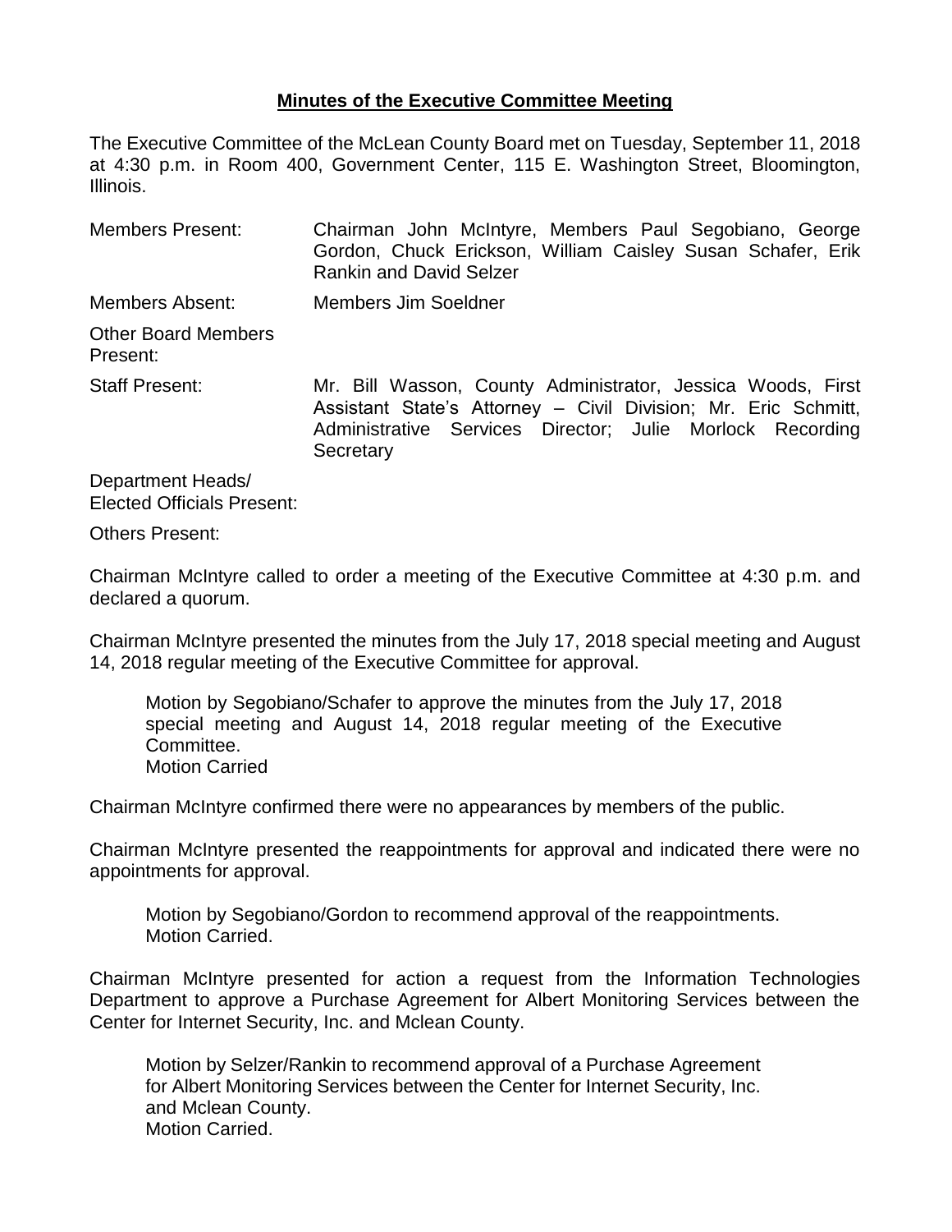**Minutes of the Executive Committee Meeting**

The Executive Committee of the McLean County Board met on Tuesday, September 11, 2018 at 4:30 p.m. in Room 400, Government Center, 115 E. Washington Street, Bloomington, Illinois.

| | |
|---|---|
| Members Present: | Chairman John McIntyre, Members Paul Segobiano, George Gordon, Chuck Erickson, William Caisley Susan Schafer, Erik Rankin and David Selzer |
| Members Absent: | Members Jim Soeldner |
| Other Board Members Present: | |
| Staff Present: | Mr. Bill Wasson, County Administrator, Jessica Woods, First Assistant State's Attorney – Civil Division; Mr. Eric Schmitt, Administrative Services Director; Julie Morlock Recording Secretary |
| Department Heads/ Elected Officials Present: | |
| Others Present: | |

Chairman McIntyre called to order a meeting of the Executive Committee at 4:30 p.m. and declared a quorum.

Chairman McIntyre presented the minutes from the July 17, 2018 special meeting and August 14, 2018 regular meeting of the Executive Committee for approval.

> Motion by Segobiano/Schafer to approve the minutes from the July 17, 2018 special meeting and August 14, 2018 regular meeting of the Executive Committee.
> Motion Carried

Chairman McIntyre confirmed there were no appearances by members of the public.

Chairman McIntyre presented the reappointments for approval and indicated there were no appointments for approval.

> Motion by Segobiano/Gordon to recommend approval of the reappointments.
> Motion Carried.

Chairman McIntyre presented for action a request from the Information Technologies Department to approve a Purchase Agreement for Albert Monitoring Services between the Center for Internet Security, Inc. and Mclean County.

> Motion by Selzer/Rankin to recommend approval of a Purchase Agreement for Albert Monitoring Services between the Center for Internet Security, Inc. and Mclean County.
> Motion Carried.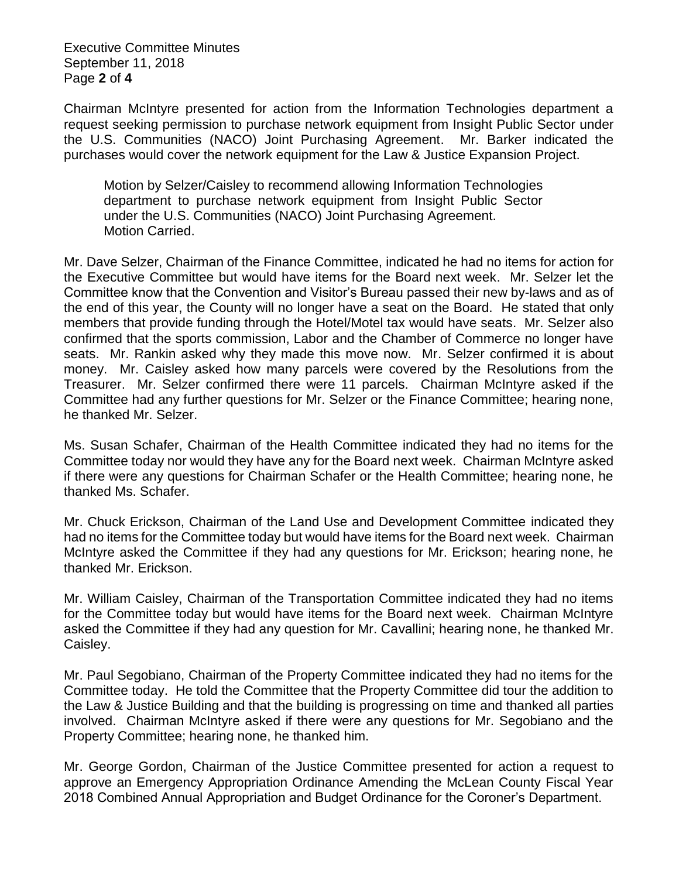Chairman McIntyre presented for action from the Information Technologies department a request seeking permission to purchase network equipment from Insight Public Sector under the U.S. Communities (NACO) Joint Purchasing Agreement. Mr. Barker indicated the purchases would cover the network equipment for the Law & Justice Expansion Project.

> Motion by Selzer/Caisley to recommend allowing Information Technologies department to purchase network equipment from Insight Public Sector under the U.S. Communities (NACO) Joint Purchasing Agreement.
> Motion Carried.

Mr. Dave Selzer, Chairman of the Finance Committee, indicated he had no items for action for the Executive Committee but would have items for the Board next week. Mr. Selzer let the Committee know that the Convention and Visitor's Bureau passed their new by-laws and as of the end of this year, the County will no longer have a seat on the Board. He stated that only members that provide funding through the Hotel/Motel tax would have seats. Mr. Selzer also confirmed that the sports commission, Labor and the Chamber of Commerce no longer have seats. Mr. Rankin asked why they made this move now. Mr. Selzer confirmed it is about money. Mr. Caisley asked how many parcels were covered by the Resolutions from the Treasurer. Mr. Selzer confirmed there were 11 parcels. Chairman McIntyre asked if the Committee had any further questions for Mr. Selzer or the Finance Committee; hearing none, he thanked Mr. Selzer.

Ms. Susan Schafer, Chairman of the Health Committee indicated they had no items for the Committee today nor would they have any for the Board next week. Chairman McIntyre asked if there were any questions for Chairman Schafer or the Health Committee; hearing none, he thanked Ms. Schafer.

Mr. Chuck Erickson, Chairman of the Land Use and Development Committee indicated they had no items for the Committee today but would have items for the Board next week. Chairman McIntyre asked the Committee if they had any questions for Mr. Erickson; hearing none, he thanked Mr. Erickson.

Mr. William Caisley, Chairman of the Transportation Committee indicated they had no items for the Committee today but would have items for the Board next week. Chairman McIntyre asked the Committee if they had any question for Mr. Cavallini; hearing none, he thanked Mr. Caisley.

Mr. Paul Segobiano, Chairman of the Property Committee indicated they had no items for the Committee today. He told the Committee that the Property Committee did tour the addition to the Law & Justice Building and that the building is progressing on time and thanked all parties involved. Chairman McIntyre asked if there were any questions for Mr. Segobiano and the Property Committee; hearing none, he thanked him.

Mr. George Gordon, Chairman of the Justice Committee presented for action a request to approve an Emergency Appropriation Ordinance Amending the McLean County Fiscal Year 2018 Combined Annual Appropriation and Budget Ordinance for the Coroner's Department.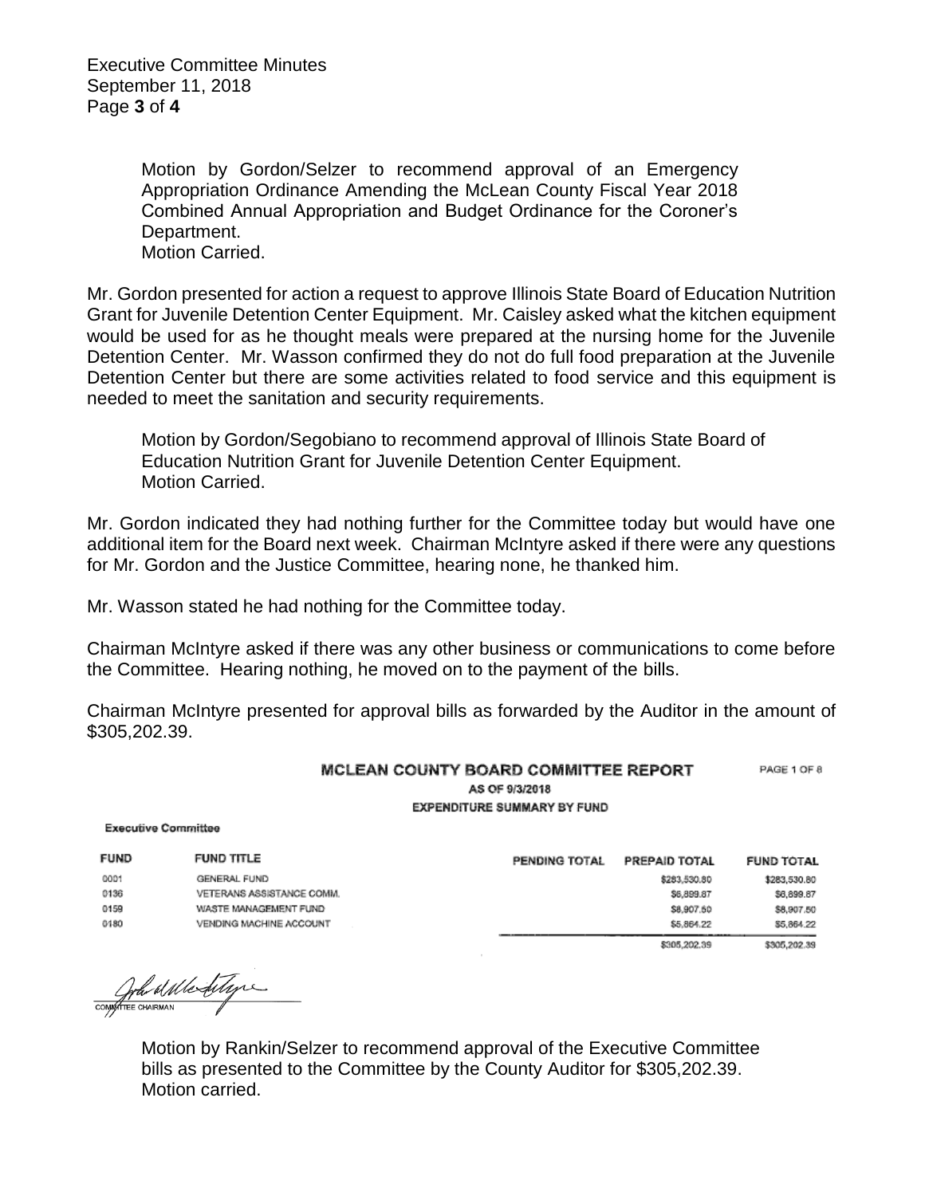Motion by Gordon/Selzer to recommend approval of an Emergency Appropriation Ordinance Amending the McLean County Fiscal Year 2018 Combined Annual Appropriation and Budget Ordinance for the Coroner's Department.
Motion Carried.

Mr. Gordon presented for action a request to approve Illinois State Board of Education Nutrition Grant for Juvenile Detention Center Equipment. Mr. Caisley asked what the kitchen equipment would be used for as he thought meals were prepared at the nursing home for the Juvenile Detention Center. Mr. Wasson confirmed they do not do full food preparation at the Juvenile Detention Center but there are some activities related to food service and this equipment is needed to meet the sanitation and security requirements.

Motion by Gordon/Segobiano to recommend approval of Illinois State Board of Education Nutrition Grant for Juvenile Detention Center Equipment.
Motion Carried.

Mr. Gordon indicated they had nothing further for the Committee today but would have one additional item for the Board next week. Chairman McIntyre asked if there were any questions for Mr. Gordon and the Justice Committee, hearing none, he thanked him.

Mr. Wasson stated he had nothing for the Committee today.

Chairman McIntyre asked if there was any other business or communications to come before the Committee. Hearing nothing, he moved on to the payment of the bills.

Chairman McIntyre presented for approval bills as forwarded by the Auditor in the amount of $305,202.39.

**MCLEAN COUNTY BOARD COMMITTEE REPORT** PAGE 1 OF 8
AS OF 9/3/2018
EXPENDITURE SUMMARY BY FUND

Executive Committee

| FUND | FUND TITLE | PENDING TOTAL | PREPAID TOTAL | FUND TOTAL |
|---|---|---|---|---|
| 0001 | GENERAL FUND | | $283,530.80 | $283,530.80 |
| 0136 | VETERANS ASSISTANCE COMM. | | $6,899.87 | $6,899.87 |
| 0159 | WASTE MANAGEMENT FUND | | $8,907.50 | $8,907.50 |
| 0180 | VENDING MACHINE ACCOUNT | | $5,864.22 | $5,864.22 |
| | | | $305,202.39 | $305,202.39 |

COMMITTEE CHAIRMAN

Motion by Rankin/Selzer to recommend approval of the Executive Committee bills as presented to the Committee by the County Auditor for $305,202.39.
Motion carried.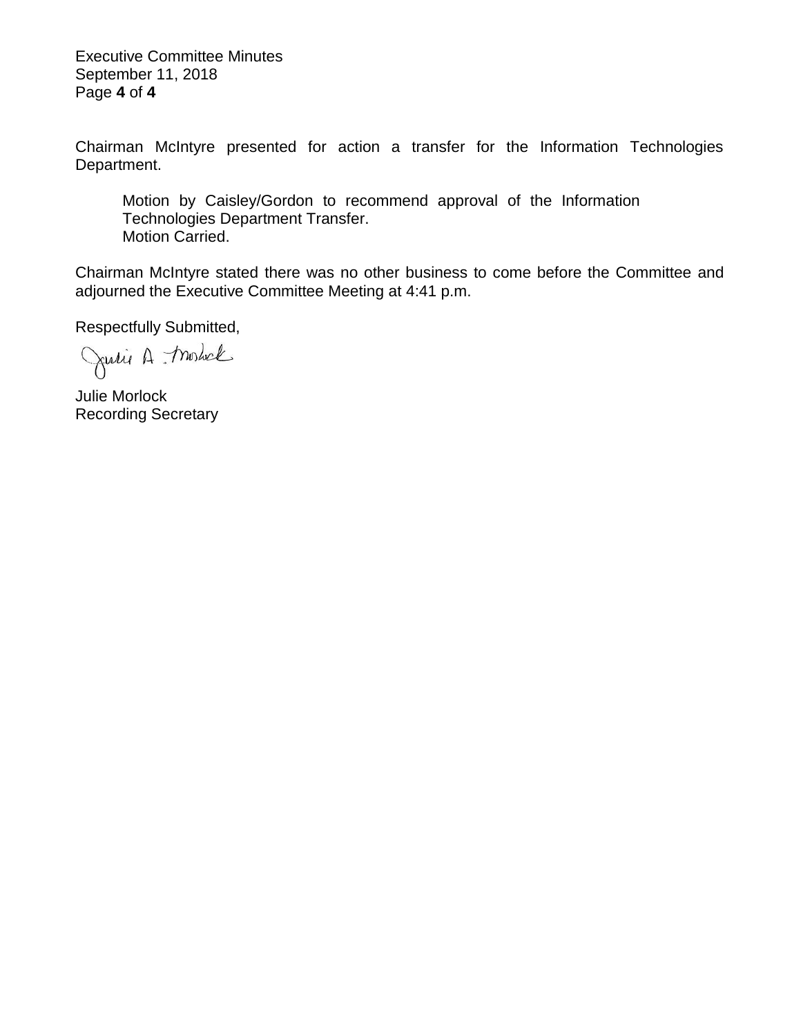Chairman McIntyre presented for action a transfer for the Information Technologies Department.

> Motion by Caisley/Gordon to recommend approval of the Information Technologies Department Transfer.
> Motion Carried.

Chairman McIntyre stated there was no other business to come before the Committee and adjourned the Executive Committee Meeting at 4:41 p.m.

Respectfully Submitted,

Julie A. Morlock

Julie Morlock
Recording Secretary